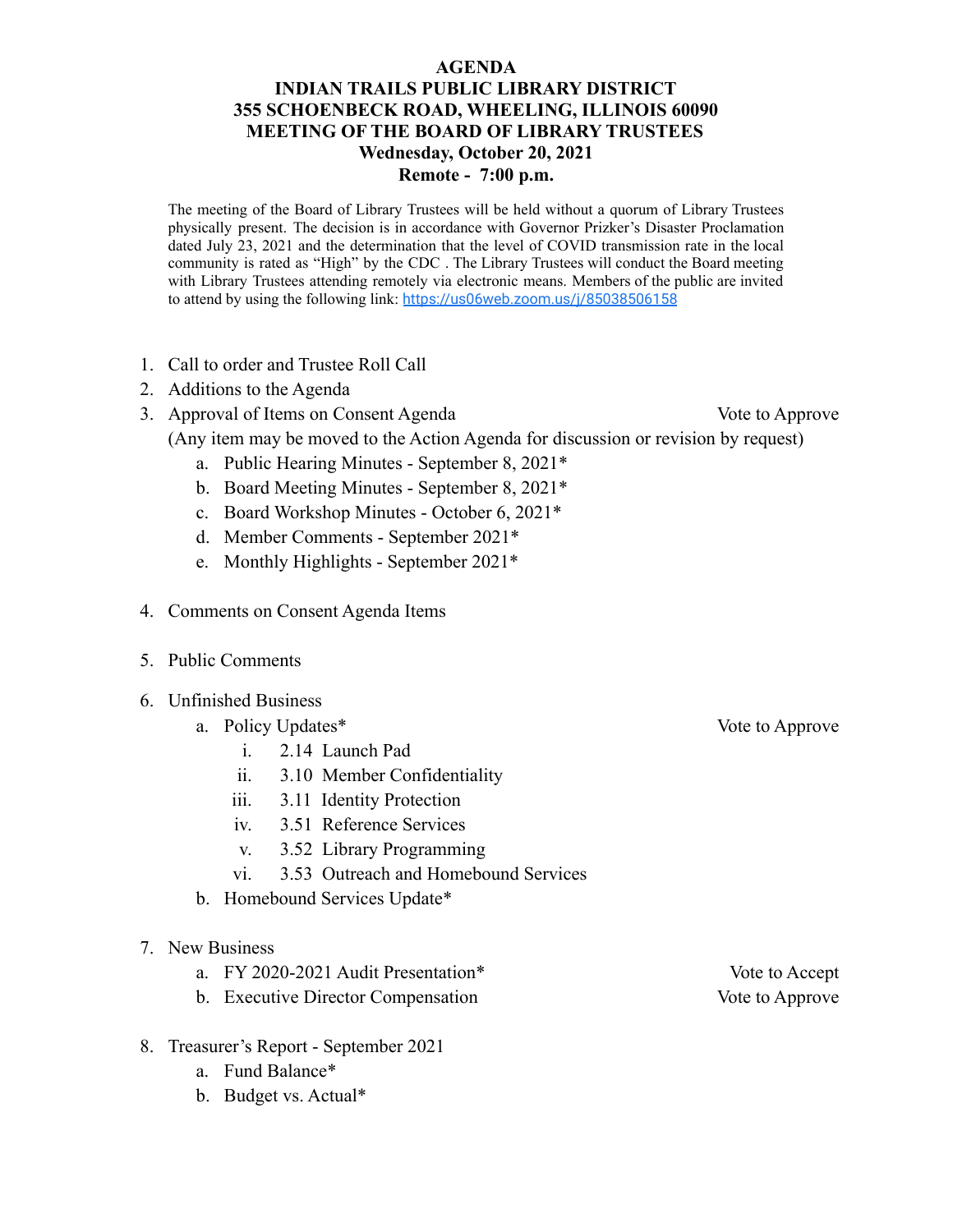# AGENDA
## INDIAN TRAILS PUBLIC LIBRARY DISTRICT
## 355 SCHOENBECK ROAD, WHEELING, ILLINOIS 60090
## MEETING OF THE BOARD OF LIBRARY TRUSTEES
## Wednesday, October 20, 2021
## Remote - 7:00 p.m.

The meeting of the Board of Library Trustees will be held without a quorum of Library Trustees physically present. The decision is in accordance with Governor Prizker's Disaster Proclamation dated July 23, 2021 and the determination that the level of COVID transmission rate in the local community is rated as "High" by the CDC . The Library Trustees will conduct the Board meeting with Library Trustees attending remotely via electronic means. Members of the public are invited to attend by using the following link: https://us06web.zoom.us/j/85038506158

1. Call to order and Trustee Roll Call
2. Additions to the Agenda
3. Approval of Items on Consent Agenda — Vote to Approve
   (Any item may be moved to the Action Agenda for discussion or revision by request)
   a. Public Hearing Minutes - September 8, 2021*
   b. Board Meeting Minutes - September 8, 2021*
   c. Board Workshop Minutes - October 6, 2021*
   d. Member Comments - September 2021*
   e. Monthly Highlights - September 2021*
4. Comments on Consent Agenda Items
5. Public Comments
6. Unfinished Business
   a. Policy Updates* — Vote to Approve
      i. 2.14 Launch Pad
      ii. 3.10 Member Confidentiality
      iii. 3.11 Identity Protection
      iv. 3.51 Reference Services
      v. 3.52 Library Programming
      vi. 3.53 Outreach and Homebound Services
   b. Homebound Services Update*
7. New Business
   a. FY 2020-2021 Audit Presentation* — Vote to Accept
   b. Executive Director Compensation — Vote to Approve
8. Treasurer's Report - September 2021
   a. Fund Balance*
   b. Budget vs. Actual*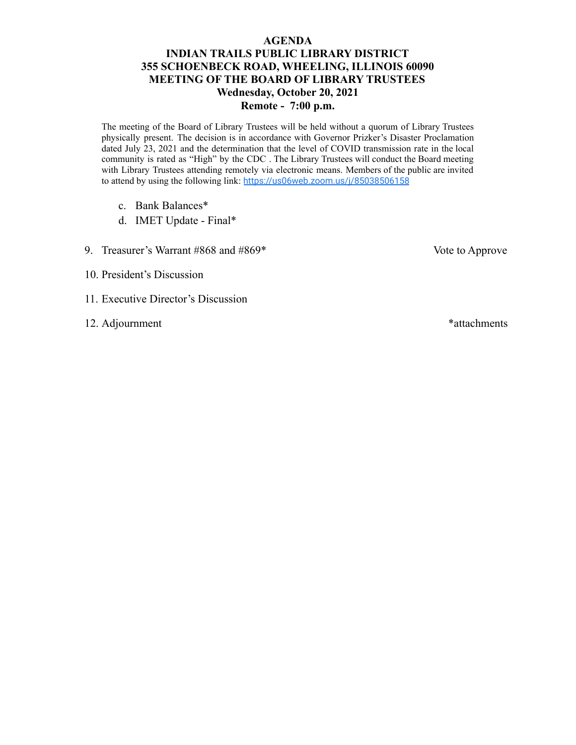# AGENDA

## INDIAN TRAILS PUBLIC LIBRARY DISTRICT
## 355 SCHOENBECK ROAD, WHEELING, ILLINOIS 60090
## MEETING OF THE BOARD OF LIBRARY TRUSTEES
## Wednesday, October 20, 2021
## Remote - 7:00 p.m.

The meeting of the Board of Library Trustees will be held without a quorum of Library Trustees physically present. The decision is in accordance with Governor Prizker's Disaster Proclamation dated July 23, 2021 and the determination that the level of COVID transmission rate in the local community is rated as "High" by the CDC . The Library Trustees will conduct the Board meeting with Library Trustees attending remotely via electronic means. Members of the public are invited to attend by using the following link: https://us06web.zoom.us/j/85038506158

c. Bank Balances*
d. IMET Update - Final*

9. Treasurer's Warrant #868 and #869* — Vote to Approve

10. President's Discussion

11. Executive Director's Discussion

12. Adjournment

*attachments